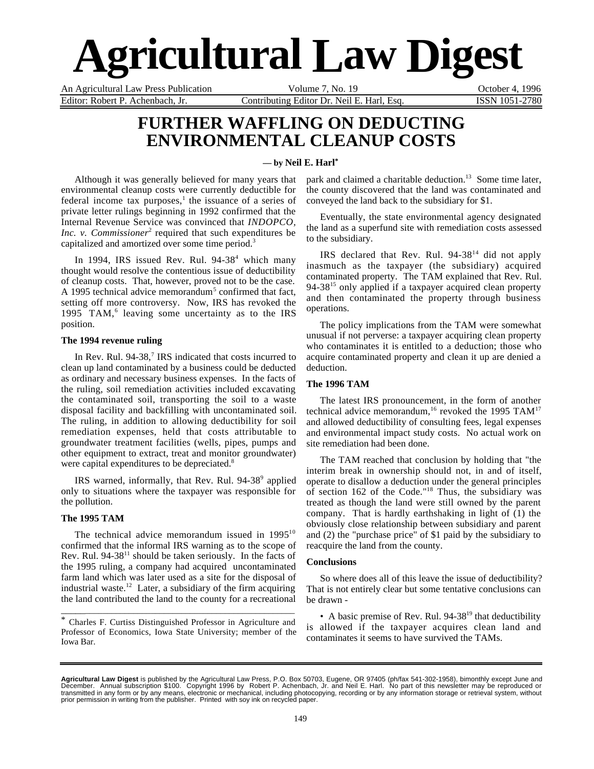# Agricultural Law Digest

An Agricultural Law Press Publication | Volume 7, No. 19 | October 4, 1996

Editor: Robert P. Achenbach, Jr. | Contributing Editor Dr. Neil E. Harl, Esq. | ISSN 1051-2780

## FURTHER WAFFLING ON DEDUCTING ENVIRONMENTAL CLEANUP COSTS

**— by Neil E. Harl***

Although it was generally believed for many years that environmental cleanup costs were currently deductible for federal income tax purposes,[1] the issuance of a series of private letter rulings beginning in 1992 confirmed that the Internal Revenue Service was convinced that *INDOPCO, Inc. v. Commissioner*[2] required that such expenditures be capitalized and amortized over some time period.[3]

In 1994, IRS issued Rev. Rul. 94-38[4] which many thought would resolve the contentious issue of deductibility of cleanup costs. That, however, proved not to be the case. A 1995 technical advice memorandum[5] confirmed that fact, setting off more controversy. Now, IRS has revoked the 1995 TAM,[6] leaving some uncertainty as to the IRS position.

### The 1994 revenue ruling

In Rev. Rul. 94-38,[7] IRS indicated that costs incurred to clean up land contaminated by a business could be deducted as ordinary and necessary business expenses. In the facts of the ruling, soil remediation activities included excavating the contaminated soil, transporting the soil to a waste disposal facility and backfilling with uncontaminated soil. The ruling, in addition to allowing deductibility for soil remediation expenses, held that costs attributable to groundwater treatment facilities (wells, pipes, pumps and other equipment to extract, treat and monitor groundwater) were capital expenditures to be depreciated.[8]

IRS warned, informally, that Rev. Rul. 94-38[9] applied only to situations where the taxpayer was responsible for the pollution.

### The 1995 TAM

The technical advice memorandum issued in 1995[10] confirmed that the informal IRS warning as to the scope of Rev. Rul. 94-38[11] should be taken seriously. In the facts of the 1995 ruling, a company had acquired uncontaminated farm land which was later used as a site for the disposal of industrial waste.[12] Later, a subsidiary of the firm acquiring the land contributed the land to the county for a recreational park and claimed a charitable deduction.[13] Some time later, the county discovered that the land was contaminated and conveyed the land back to the subsidiary for $1.

Eventually, the state environmental agency designated the land as a superfund site with remediation costs assessed to the subsidiary.

IRS declared that Rev. Rul. 94-38[14] did not apply inasmuch as the taxpayer (the subsidiary) acquired contaminated property. The TAM explained that Rev. Rul. 94-38[15] only applied if a taxpayer acquired clean property and then contaminated the property through business operations.

The policy implications from the TAM were somewhat unusual if not perverse: a taxpayer acquiring clean property who contaminates it is entitled to a deduction; those who acquire contaminated property and clean it up are denied a deduction.

### The 1996 TAM

The latest IRS pronouncement, in the form of another technical advice memorandum,[16] revoked the 1995 TAM[17] and allowed deductibility of consulting fees, legal expenses and environmental impact study costs. No actual work on site remediation had been done.

The TAM reached that conclusion by holding that "the interim break in ownership should not, in and of itself, operate to disallow a deduction under the general principles of section 162 of the Code."[18] Thus, the subsidiary was treated as though the land were still owned by the parent company. That is hardly earthshaking in light of (1) the obviously close relationship between subsidiary and parent and (2) the "purchase price" of $1 paid by the subsidiary to reacquire the land from the county.

### Conclusions

So where does all of this leave the issue of deductibility? That is not entirely clear but some tentative conclusions can be drawn -

• A basic premise of Rev. Rul. 94-38[19] that deductibility is allowed if the taxpayer acquires clean land and contaminates it seems to have survived the TAMs.

---

\* Charles F. Curtiss Distinguished Professor in Agriculture and Professor of Economics, Iowa State University; member of the Iowa Bar.

---

**Agricultural Law Digest** is published by the Agricultural Law Press, P.O. Box 50703, Eugene, OR 97405 (ph/fax 541-302-1958), bimonthly except June and December. Annual subscription $100. Copyright 1996 by Robert P. Achenbach, Jr. and Neil E. Harl. No part of this newsletter may be reproduced or transmitted in any form or by any means, electronic or mechanical, including photocopying, recording or by any information storage or retrieval system, without prior permission in writing from the publisher. Printed with soy ink on recycled paper.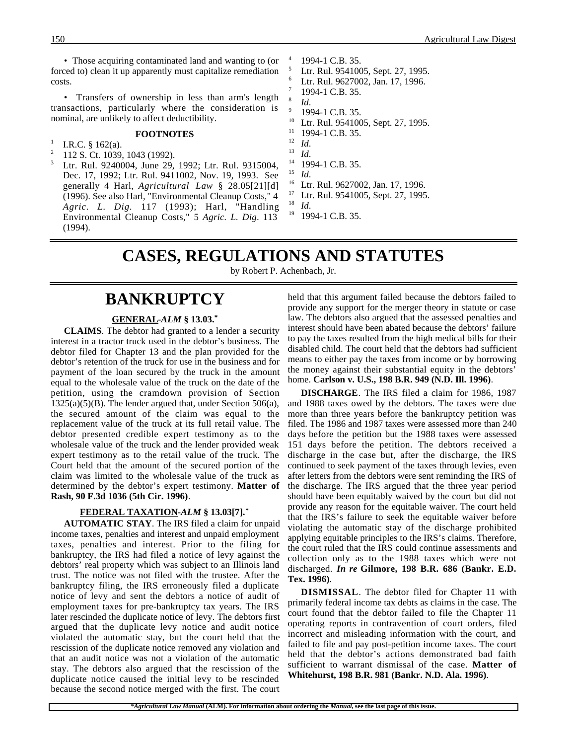• Those acquiring contaminated land and wanting to (or forced to) clean it up apparently must capitalize remediation costs.

• Transfers of ownership in less than arm's length transactions, particularly where the consideration is nominal, are unlikely to affect deductibility.

#### FOOTNOTES

1 I.R.C. § 162(a).

2 112 S. Ct. 1039, 1043 (1992).

3 Ltr. Rul. 9240004, June 29, 1992; Ltr. Rul. 9315004, Dec. 17, 1992; Ltr. Rul. 9411002, Nov. 19, 1993. See generally 4 Harl, *Agricultural Law* § 28.05[21][d] (1996). See also Harl, "Environmental Cleanup Costs," 4 *Agric. L. Dig.* 117 (1993); Harl, "Handling Environmental Cleanup Costs," 5 *Agric. L. Dig.* 113 (1994).

4 1994-1 C.B. 35.

5 Ltr. Rul. 9541005, Sept. 27, 1995.

6 Ltr. Rul. 9627002, Jan. 17, 1996.

7 1994-1 C.B. 35.

8 *Id*.

9 1994-1 C.B. 35.

10 Ltr. Rul. 9541005, Sept. 27, 1995.

11 1994-1 C.B. 35.

12 *Id*.

13 *Id*.

14 1994-1 C.B. 35.

15 *Id*.

16 Ltr. Rul. 9627002, Jan. 17, 1996.

17 Ltr. Rul. 9541005, Sept. 27, 1995.

18 *Id*.

19 1994-1 C.B. 35.

# CASES, REGULATIONS AND STATUTES

by Robert P. Achenbach, Jr.

## BANKRUPTCY

### GENERAL -*ALM* § 13.03.*

**CLAIMS**. The debtor had granted to a lender a security interest in a tractor truck used in the debtor's business. The debtor filed for Chapter 13 and the plan provided for the debtor's retention of the truck for use in the business and for payment of the loan secured by the truck in the amount equal to the wholesale value of the truck on the date of the petition, using the cramdown provision of Section 1325(a)(5)(B). The lender argued that, under Section 506(a), the secured amount of the claim was equal to the replacement value of the truck at its full retail value. The debtor presented credible expert testimony as to the wholesale value of the truck and the lender provided weak expert testimony as to the retail value of the truck. The Court held that the amount of the secured portion of the claim was limited to the wholesale value of the truck as determined by the debtor's expert testimony. **Matter of Rash, 90 F.3d 1036 (5th Cir. 1996)**.

### FEDERAL TAXATION -*ALM* § 13.03[7].*

**AUTOMATIC STAY**. The IRS filed a claim for unpaid income taxes, penalties and interest and unpaid employment taxes, penalties and interest. Prior to the filing for bankruptcy, the IRS had filed a notice of levy against the debtors' real property which was subject to an Illinois land trust. The notice was not filed with the trustee. After the bankruptcy filing, the IRS erroneously filed a duplicate notice of levy and sent the debtors a notice of audit of employment taxes for pre-bankruptcy tax years. The IRS later rescinded the duplicate notice of levy. The debtors first argued that the duplicate levy notice and audit notice violated the automatic stay, but the court held that the rescission of the duplicate notice removed any violation and that an audit notice was not a violation of the automatic stay. The debtors also argued that the rescission of the duplicate notice caused the initial levy to be rescinded because the second notice merged with the first. The court held that this argument failed because the debtors failed to provide any support for the merger theory in statute or case law. The debtors also argued that the assessed penalties and interest should have been abated because the debtors' failure to pay the taxes resulted from the high medical bills for their disabled child. The court held that the debtors had sufficient means to either pay the taxes from income or by borrowing the money against their substantial equity in the debtors' home. **Carlson v. U.S., 198 B.R. 949 (N.D. Ill. 1996)**.

**DISCHARGE**. The IRS filed a claim for 1986, 1987 and 1988 taxes owed by the debtors. The taxes were due more than three years before the bankruptcy petition was filed. The 1986 and 1987 taxes were assessed more than 240 days before the petition but the 1988 taxes were assessed 151 days before the petition. The debtors received a discharge in the case but, after the discharge, the IRS continued to seek payment of the taxes through levies, even after letters from the debtors were sent reminding the IRS of the discharge. The IRS argued that the three year period should have been equitably waived by the court but did not provide any reason for the equitable waiver. The court held that the IRS's failure to seek the equitable waiver before violating the automatic stay of the discharge prohibited applying equitable principles to the IRS's claims. Therefore, the court ruled that the IRS could continue assessments and collection only as to the 1988 taxes which were not discharged. ***In re* Gilmore, 198 B.R. 686 (Bankr. E.D. Tex. 1996)**.

**DISMISSAL**. The debtor filed for Chapter 11 with primarily federal income tax debts as claims in the case. The court found that the debtor failed to file the Chapter 11 operating reports in contravention of court orders, filed incorrect and misleading information with the court, and failed to file and pay post-petition income taxes. The court held that the debtor's actions demonstrated bad faith sufficient to warrant dismissal of the case. **Matter of Whitehurst, 198 B.R. 981 (Bankr. N.D. Ala. 1996)**.

**\****Agricultural Law Manual* **(ALM). For information about ordering the** *Manual***, see the last page of this issue.**